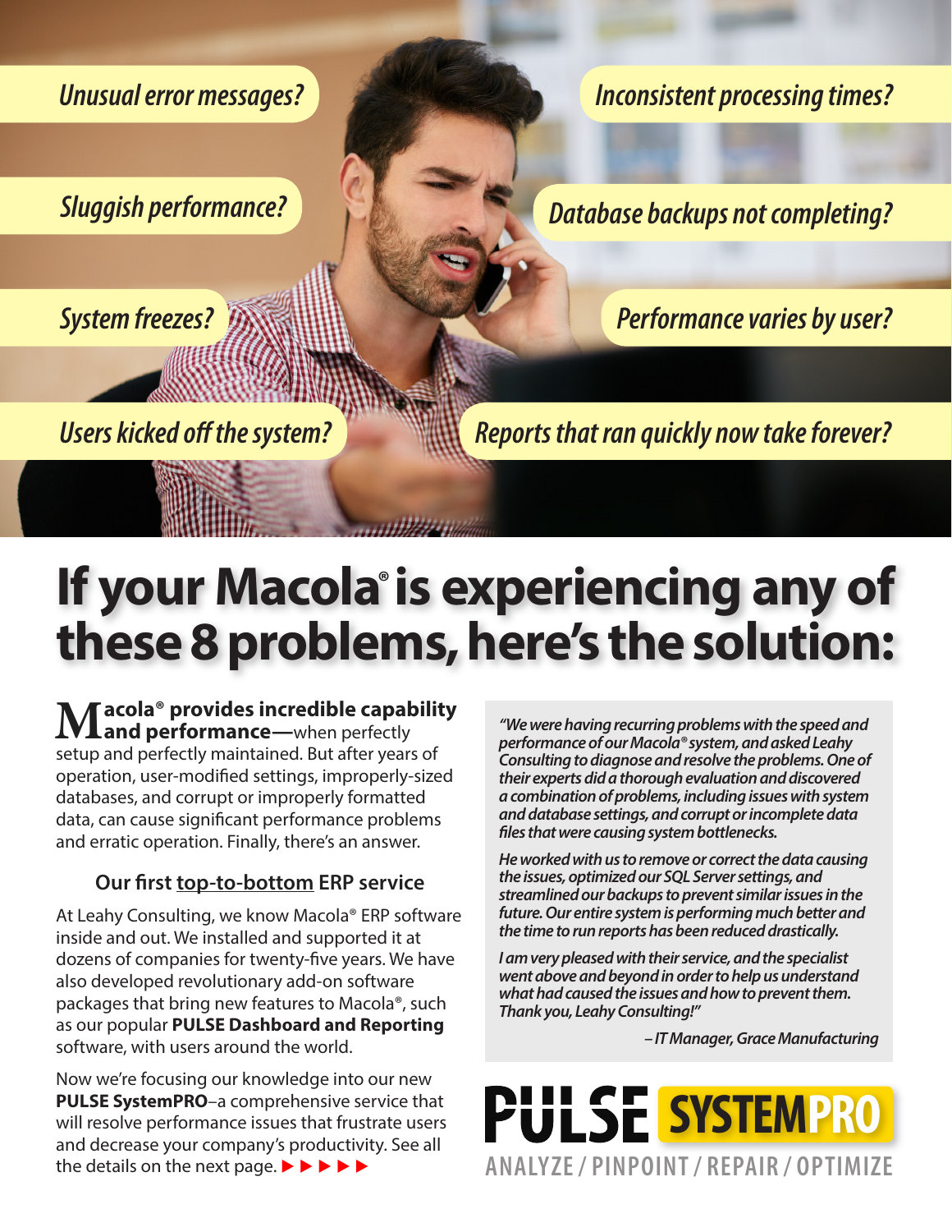*Unusual error messages?*

*Inconsistent processing times?*

*Sluggish performance?*

*Database backups not completing?*

*System freezes?*

*Performance varies by user?*

*Users kicked off the system?*

*Reports that ran quickly now take forever?*

# If your Macola® is experiencing any of these 8 problems, here's the solution:

**Macola® provides incredible capability and performance—**when perfectly setup and perfectly maintained. But after years of operation, user-modified settings, improperly-sized databases, and corrupt or improperly formatted data, can cause significant performance problems and erratic operation. Finally, there's an answer.

### Our first top-to-bottom ERP service

At Leahy Consulting, we know Macola® ERP software inside and out. We installed and supported it at dozens of companies for twenty-five years. We have also developed revolutionary add-on software packages that bring new features to Macola®, such as our popular **PULSE Dashboard and Reporting** software, with users around the world.

Now we're focusing our knowledge into our new **PULSE SystemPRO**–a comprehensive service that will resolve performance issues that frustrate users and decrease your company's productivity. See all the details on the next page. ►►►►►

*"We were having recurring problems with the speed and performance of our Macola® system, and asked Leahy Consulting to diagnose and resolve the problems. One of their experts did a thorough evaluation and discovered a combination of problems, including issues with system and database settings, and corrupt or incomplete data files that were causing system bottlenecks.*

*He worked with us to remove or correct the data causing the issues, optimized our SQL Server settings, and streamlined our backups to prevent similar issues in the future. Our entire system is performing much better and the time to run reports has been reduced drastically.*

*I am very pleased with their service, and the specialist went above and beyond in order to help us understand what had caused the issues and how to prevent them. Thank you, Leahy Consulting!"*

*– IT Manager, Grace Manufacturing*

**PULSE SYSTEMPRO**

ANALYZE / PINPOINT / REPAIR / OPTIMIZE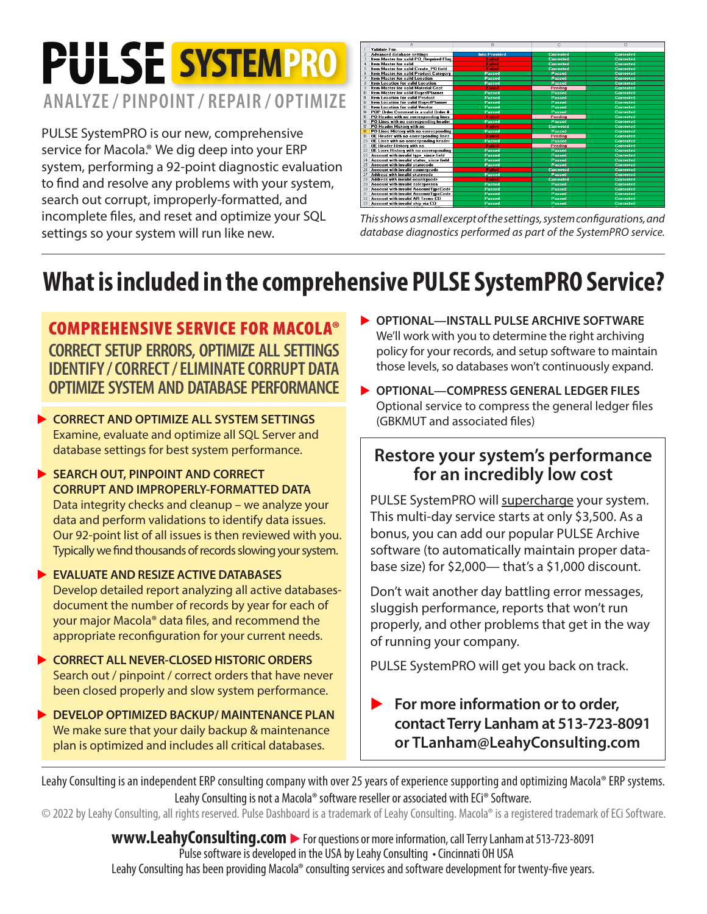# PULSE SYSTEMPRO

ANALYZE / PINPOINT / REPAIR / OPTIMIZE

PULSE SystemPRO is our new, comprehensive service for Macola® We dig deep into your ERP system, performing a 92-point diagnostic evaluation to find and resolve any problems with your system, search out corrupt, improperly-formatted, and incomplete files, and reset and optimize your SQL settings so your system will run like new.

| | A | B | C | D |
|---|---|---|---|---|
| 1 | Validate For: | | | |
| 2 | Advanced database settings | Info Provided | Corrected | Corrected |
| 3 | Item Master for valid PO_Required Flag | Failed | Corrected | Corrected |
| 4 | Item Master for valid | Failed | Corrected | Corrected |
| 5 | Item Master for valid Create_PO field | Failed | Corrected | Corrected |
| 6 | Item Master for valid Product Category | Passed | Passed | Corrected |
| 7 | Item Master for valid Location | Passed | Passed | Corrected |
| 8 | Item Location for valid Location | Passed | Passed | Corrected |
| 9 | Item Master for valid Material Cost | Failed | Pending | Corrected |
| 10 | Item Master for valid Buyer/Planner | Passed | Passed | Corrected |
| 11 | Item Location for valid Product | Passed | Passed | Corrected |
| 12 | Item Location for valid Buyer/Planner | Passed | Passed | Corrected |
| 13 | Item Location for valid Vendor | Passed | Passed | Corrected |
| 14 | POP Order Comment is a valid Order # | Passed | Passed | Corrected |
| 15 | PO Header with no corresponding lines | Failed | Pending | Corrected |
| 16 | PO Lines with no corresponding header | Passed | Passed | Corrected |
| 17 | PO Header History with no | Failed | Corrected | Corrected |
| 18 | PO Lines History with no corresponding | Passed | Passed | Corrected |
| 19 | OE Header with no corresponding lines | Failed | Pending | Corrected |
| 20 | OE Lines with no corresponding header | Passed | Passed | Corrected |
| 21 | OE Header History with no | Failed | Pending | Corrected |
| 22 | OE Lines History with no corresponding | Passed | Passed | Corrected |
| 23 | Account with invalid type_since field | Passed | Passed | Corrected |
| 24 | Account with invalid status_since field | Passed | Passed | Corrected |
| 25 | Account with invalid statecode | Passed | Passed | Corrected |
| 26 | Account with invalid countrycode | Failed | Corrected | Corrected |
| 27 | Address with invalid statecode | Passed | Passed | Corrected |
| 28 | Address with invalid countrycode | Failed | Corrected | Corrected |
| 29 | Account with invalid salesperson | Passed | Passed | Corrected |
| 30 | Account with invalid AccountTypeCode | Passed | Passed | Corrected |
| 31 | Account with invalid AccountTypeCode | Passed | Passed | Corrected |
| 32 | Account with invalid AR Terms CD | Passed | Passed | Corrected |
| 33 | Account with invalid ship via CD | Passed | Passed | Corrected |

*This shows a small excerpt of the settings, system configurations, and database diagnostics performed as part of the SystemPRO service.*

# What is included in the comprehensive PULSE SystemPRO Service?

## COMPREHENSIVE SERVICE FOR MACOLA®

**CORRECT SETUP ERRORS, OPTIMIZE ALL SETTINGS**
**IDENTIFY / CORRECT / ELIMINATE CORRUPT DATA**
**OPTIMIZE SYSTEM AND DATABASE PERFORMANCE**

▶ **CORRECT AND OPTIMIZE ALL SYSTEM SETTINGS**
Examine, evaluate and optimize all SQL Server and database settings for best system performance.

▶ **SEARCH OUT, PINPOINT AND CORRECT CORRUPT AND IMPROPERLY-FORMATTED DATA**
Data integrity checks and cleanup – we analyze your data and perform validations to identify data issues. Our 92-point list of all issues is then reviewed with you. Typically we find thousands of records slowing your system.

▶ **EVALUATE AND RESIZE ACTIVE DATABASES**
Develop detailed report analyzing all active databases-document the number of records by year for each of your major Macola® data files, and recommend the appropriate reconfiguration for your current needs.

▶ **CORRECT ALL NEVER-CLOSED HISTORIC ORDERS**
Search out / pinpoint / correct orders that have never been closed properly and slow system performance.

▶ **DEVELOP OPTIMIZED BACKUP/ MAINTENANCE PLAN**
We make sure that your daily backup & maintenance plan is optimized and includes all critical databases.

▶ **OPTIONAL—INSTALL PULSE ARCHIVE SOFTWARE**
We'll work with you to determine the right archiving policy for your records, and setup software to maintain those levels, so databases won't continuously expand.

▶ **OPTIONAL—COMPRESS GENERAL LEDGER FILES**
Optional service to compress the general ledger files (GBKMUT and associated files)

## Restore your system's performance for an incredibly low cost

PULSE SystemPRO will supercharge your system. This multi-day service starts at only $3,500. As a bonus, you can add our popular PULSE Archive software (to automatically maintain proper database size) for $2,000— that's a $1,000 discount.

Don't wait another day battling error messages, sluggish performance, reports that won't run properly, and other problems that get in the way of running your company.

PULSE SystemPRO will get you back on track.

▶ **For more information or to order, contact Terry Lanham at 513-723-8091 or TLanham@LeahyConsulting.com**

Leahy Consulting is an independent ERP consulting company with over 25 years of experience supporting and optimizing Macola® ERP systems. Leahy Consulting is not a Macola® software reseller or associated with ECi® Software.

© 2022 by Leahy Consulting, all rights reserved. Pulse Dashboard is a trademark of Leahy Consulting. Macola® is a registered trademark of ECi Software.

**www.LeahyConsulting.com** ▶ For questions or more information, call Terry Lanham at 513-723-8091
Pulse software is developed in the USA by Leahy Consulting • Cincinnati OH USA
Leahy Consulting has been providing Macola® consulting services and software development for twenty-five years.